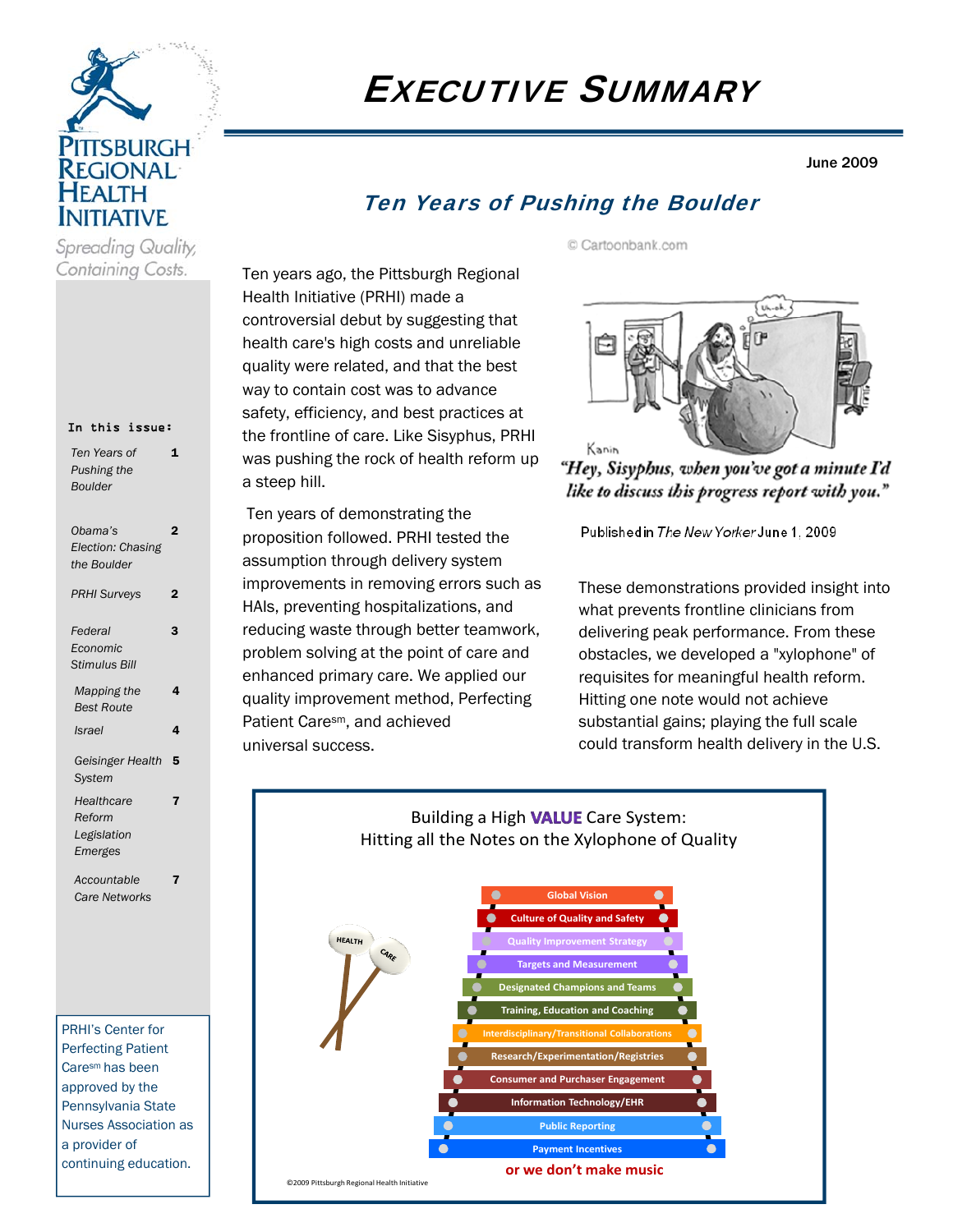# EXECUTIVE SUMMARY

June 2009

## Ten Years of Pushing the Boulder

**Pittsburgh Regional Health Initiative**

*Spreading Quality, Containing Costs.*

**In this issue:**

| | |
|---|---|
| *Ten Years of Pushing the Boulder* | 1 |
| *Obama's Election: Chasing the Boulder* | 2 |
| *PRHI Surveys* | 2 |
| *Federal Economic Stimulus Bill* | 3 |
| *Mapping the Best Route* | 4 |
| *Israel* | 4 |
| *Geisinger Health System* | 5 |
| *Healthcare Reform Legislation Emerges* | 7 |
| *Accountable Care Networks* | 7 |

PRHI's Center for Perfecting Patient Care[sm] has been approved by the Pennsylvania State Nurses Association as a provider of continuing education.

Ten years ago, the Pittsburgh Regional Health Initiative (PRHI) made a controversial debut by suggesting that health care's high costs and unreliable quality were related, and that the best way to contain cost was to advance safety, efficiency, and best practices at the frontline of care. Like Sisyphus, PRHI was pushing the rock of health reform up a steep hill.

Ten years of demonstrating the proposition followed. PRHI tested the assumption through delivery system improvements in removing errors such as HAIs, preventing hospitalizations, and reducing waste through better teamwork, problem solving at the point of care and enhanced primary care. We applied our quality improvement method, Perfecting Patient Care[sm], and achieved universal success.

© Cartoonbank.com

*"Hey, Sisyphus, when you've got a minute I'd like to discuss this progress report with you."*

Published in *The New Yorker* June 1, 2009

These demonstrations provided insight into what prevents frontline clinicians from delivering peak performance. From these obstacles, we developed a "xylophone" of requisites for meaningful health reform. Hitting one note would not achieve substantial gains; playing the full scale could transform health delivery in the U.S.

Building a High **VALUE** Care System:
Hitting all the Notes on the Xylophone of Quality

- Global Vision
- Culture of Quality and Safety
- Quality Improvement Strategy
- Targets and Measurement
- Designated Champions and Teams
- Training, Education and Coaching
- Interdisciplinary/Transitional Collaborations
- Research/Experimentation/Registries
- Consumer and Purchaser Engagement
- Information Technology/EHR
- Public Reporting
- Payment Incentives

**or we don't make music**

©2009 Pittsburgh Regional Health Initiative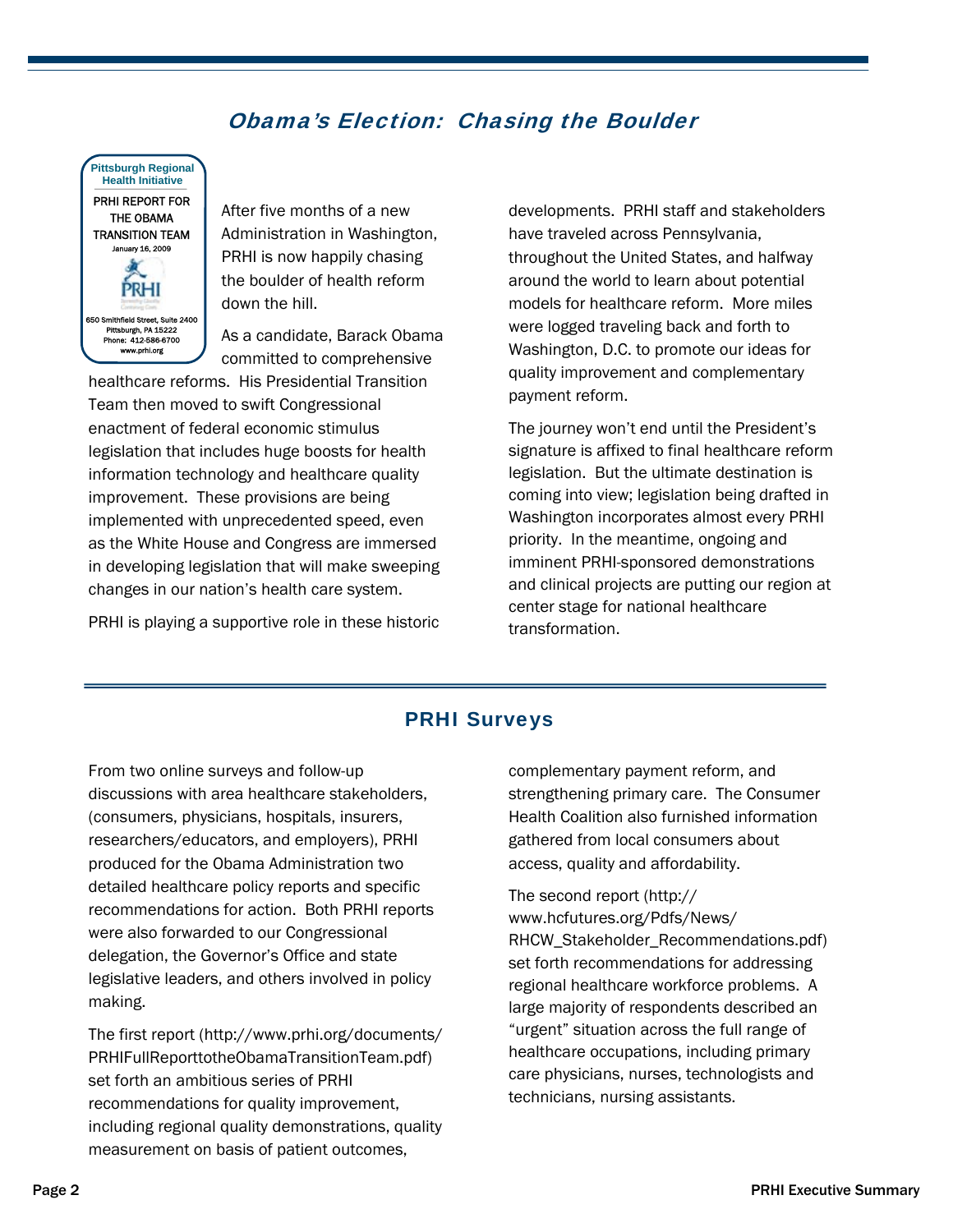## *Obama's Election: Chasing the Boulder*

Pittsburgh Regional Health Initiative

PRHI REPORT FOR THE OBAMA TRANSITION TEAM

January 16, 2009

650 Smithfield Street, Suite 2400
Pittsburgh, PA 15222
Phone: 412-586-6700
www.prhi.org

After five months of a new Administration in Washington, PRHI is now happily chasing the boulder of health reform down the hill.

As a candidate, Barack Obama committed to comprehensive healthcare reforms. His Presidential Transition Team then moved to swift Congressional enactment of federal economic stimulus legislation that includes huge boosts for health information technology and healthcare quality improvement. These provisions are being implemented with unprecedented speed, even as the White House and Congress are immersed in developing legislation that will make sweeping changes in our nation's health care system.

PRHI is playing a supportive role in these historic developments. PRHI staff and stakeholders have traveled across Pennsylvania, throughout the United States, and halfway around the world to learn about potential models for healthcare reform. More miles were logged traveling back and forth to Washington, D.C. to promote our ideas for quality improvement and complementary payment reform.

The journey won't end until the President's signature is affixed to final healthcare reform legislation. But the ultimate destination is coming into view; legislation being drafted in Washington incorporates almost every PRHI priority. In the meantime, ongoing and imminent PRHI-sponsored demonstrations and clinical projects are putting our region at center stage for national healthcare transformation.

## PRHI Surveys

From two online surveys and follow-up discussions with area healthcare stakeholders, (consumers, physicians, hospitals, insurers, researchers/educators, and employers), PRHI produced for the Obama Administration two detailed healthcare policy reports and specific recommendations for action. Both PRHI reports were also forwarded to our Congressional delegation, the Governor's Office and state legislative leaders, and others involved in policy making.

The first report (http://www.prhi.org/documents/PRHIFullReporttotheObamaTransitionTeam.pdf) set forth an ambitious series of PRHI recommendations for quality improvement, including regional quality demonstrations, quality measurement on basis of patient outcomes, complementary payment reform, and strengthening primary care. The Consumer Health Coalition also furnished information gathered from local consumers about access, quality and affordability.

The second report (http://www.hcfutures.org/Pdfs/News/RHCW_Stakeholder_Recommendations.pdf) set forth recommendations for addressing regional healthcare workforce problems. A large majority of respondents described an "urgent" situation across the full range of healthcare occupations, including primary care physicians, nurses, technologists and technicians, nursing assistants.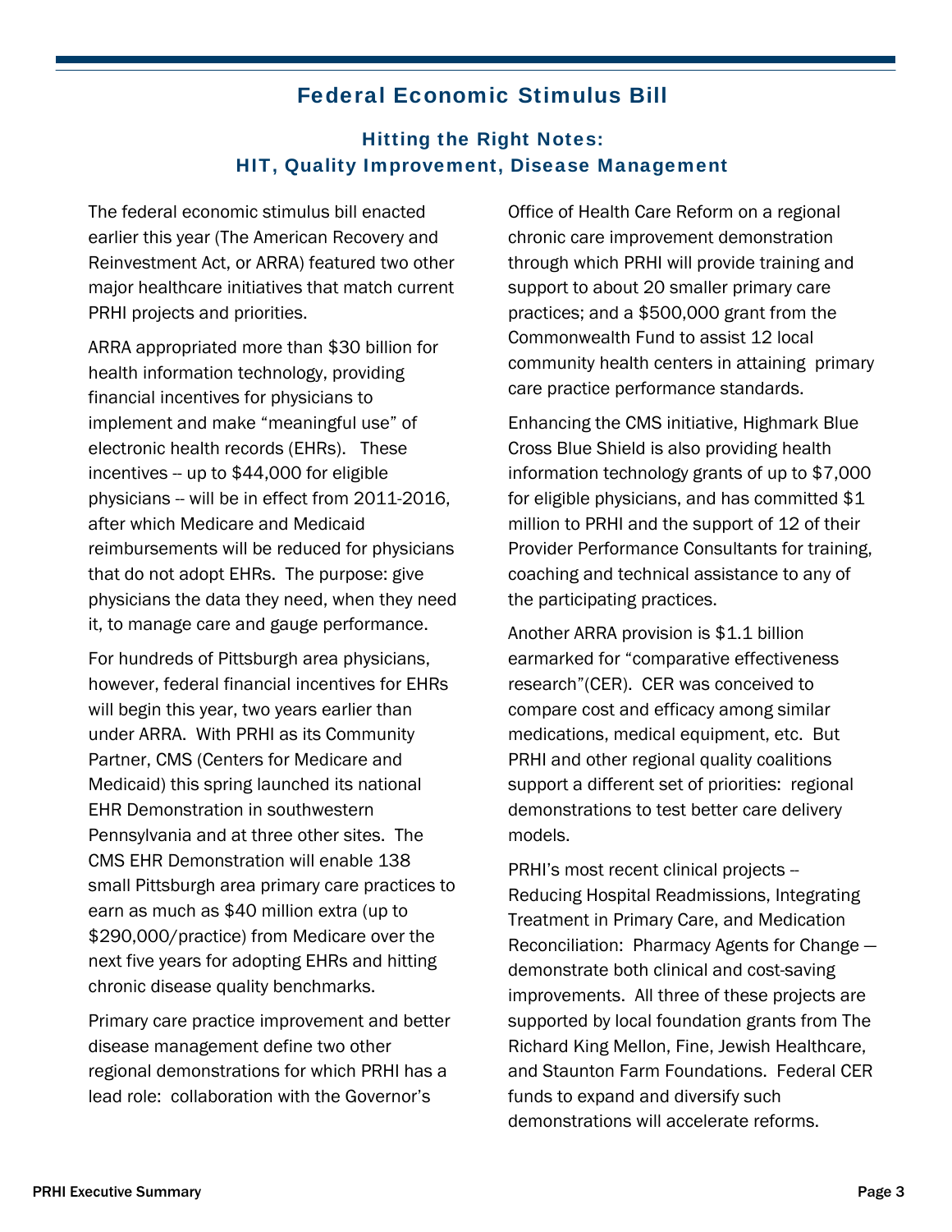# Federal Economic Stimulus Bill

## Hitting the Right Notes: HIT, Quality Improvement, Disease Management

The federal economic stimulus bill enacted earlier this year (The American Recovery and Reinvestment Act, or ARRA) featured two other major healthcare initiatives that match current PRHI projects and priorities.

ARRA appropriated more than $30 billion for health information technology, providing financial incentives for physicians to implement and make "meaningful use" of electronic health records (EHRs). These incentives -- up to $44,000 for eligible physicians -- will be in effect from 2011-2016, after which Medicare and Medicaid reimbursements will be reduced for physicians that do not adopt EHRs. The purpose: give physicians the data they need, when they need it, to manage care and gauge performance.

For hundreds of Pittsburgh area physicians, however, federal financial incentives for EHRs will begin this year, two years earlier than under ARRA. With PRHI as its Community Partner, CMS (Centers for Medicare and Medicaid) this spring launched its national EHR Demonstration in southwestern Pennsylvania and at three other sites. The CMS EHR Demonstration will enable 138 small Pittsburgh area primary care practices to earn as much as $40 million extra (up to $290,000/practice) from Medicare over the next five years for adopting EHRs and hitting chronic disease quality benchmarks.

Primary care practice improvement and better disease management define two other regional demonstrations for which PRHI has a lead role: collaboration with the Governor's Office of Health Care Reform on a regional chronic care improvement demonstration through which PRHI will provide training and support to about 20 smaller primary care practices; and a $500,000 grant from the Commonwealth Fund to assist 12 local community health centers in attaining primary care practice performance standards.

Enhancing the CMS initiative, Highmark Blue Cross Blue Shield is also providing health information technology grants of up to $7,000 for eligible physicians, and has committed $1 million to PRHI and the support of 12 of their Provider Performance Consultants for training, coaching and technical assistance to any of the participating practices.

Another ARRA provision is $1.1 billion earmarked for "comparative effectiveness research"(CER). CER was conceived to compare cost and efficacy among similar medications, medical equipment, etc. But PRHI and other regional quality coalitions support a different set of priorities: regional demonstrations to test better care delivery models.

PRHI's most recent clinical projects -- Reducing Hospital Readmissions, Integrating Treatment in Primary Care, and Medication Reconciliation: Pharmacy Agents for Change — demonstrate both clinical and cost-saving improvements. All three of these projects are supported by local foundation grants from The Richard King Mellon, Fine, Jewish Healthcare, and Staunton Farm Foundations. Federal CER funds to expand and diversify such demonstrations will accelerate reforms.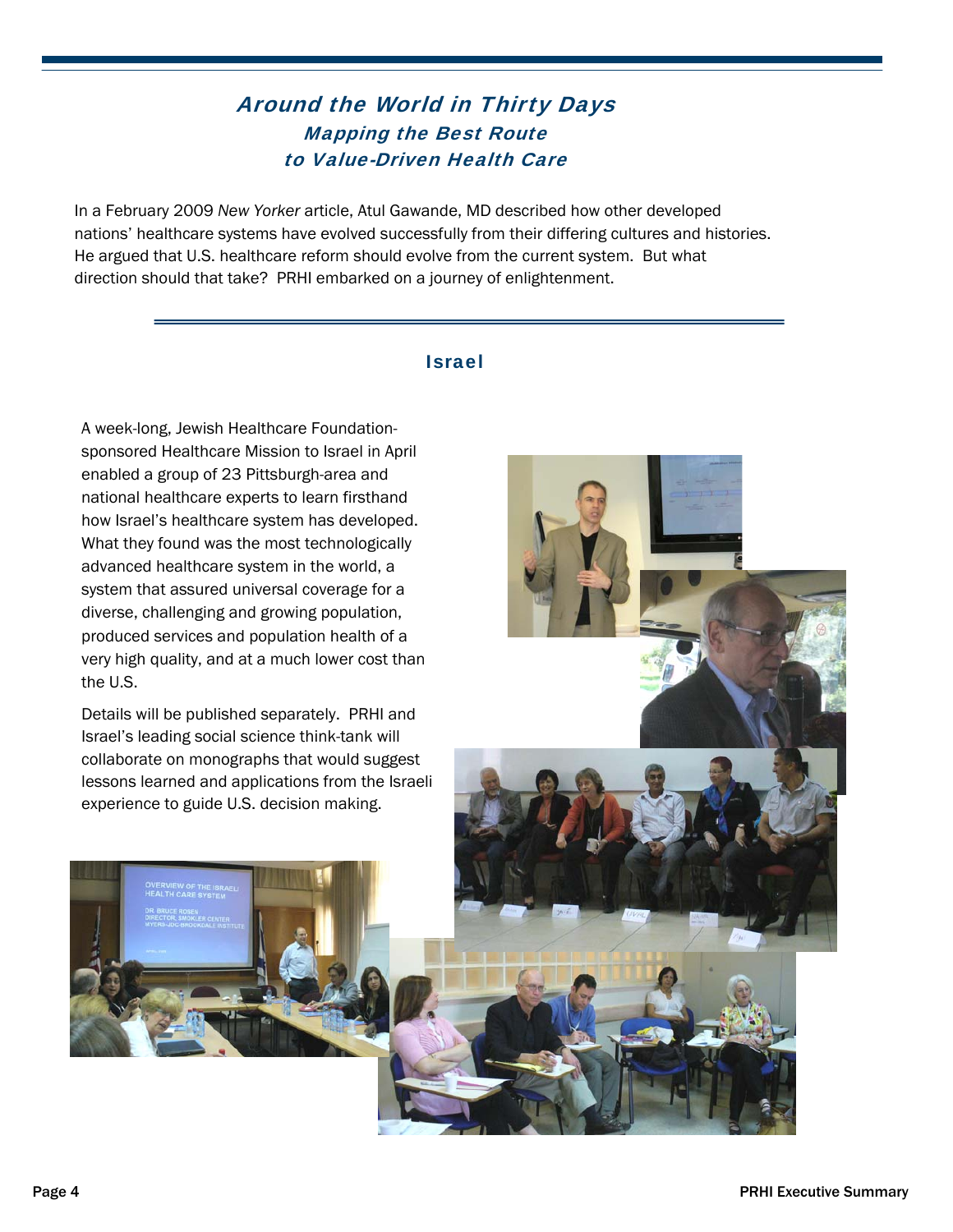# *Around the World in Thirty Days*

## *Mapping the Best Route to Value-Driven Health Care*

In a February 2009 *New Yorker* article, Atul Gawande, MD described how other developed nations' healthcare systems have evolved successfully from their differing cultures and histories. He argued that U.S. healthcare reform should evolve from the current system. But what direction should that take? PRHI embarked on a journey of enlightenment.

### Israel

A week-long, Jewish Healthcare Foundation-sponsored Healthcare Mission to Israel in April enabled a group of 23 Pittsburgh-area and national healthcare experts to learn firsthand how Israel's healthcare system has developed. What they found was the most technologically advanced healthcare system in the world, a system that assured universal coverage for a diverse, challenging and growing population, produced services and population health of a very high quality, and at a much lower cost than the U.S.

Details will be published separately. PRHI and Israel's leading social science think-tank will collaborate on monographs that would suggest lessons learned and applications from the Israeli experience to guide U.S. decision making.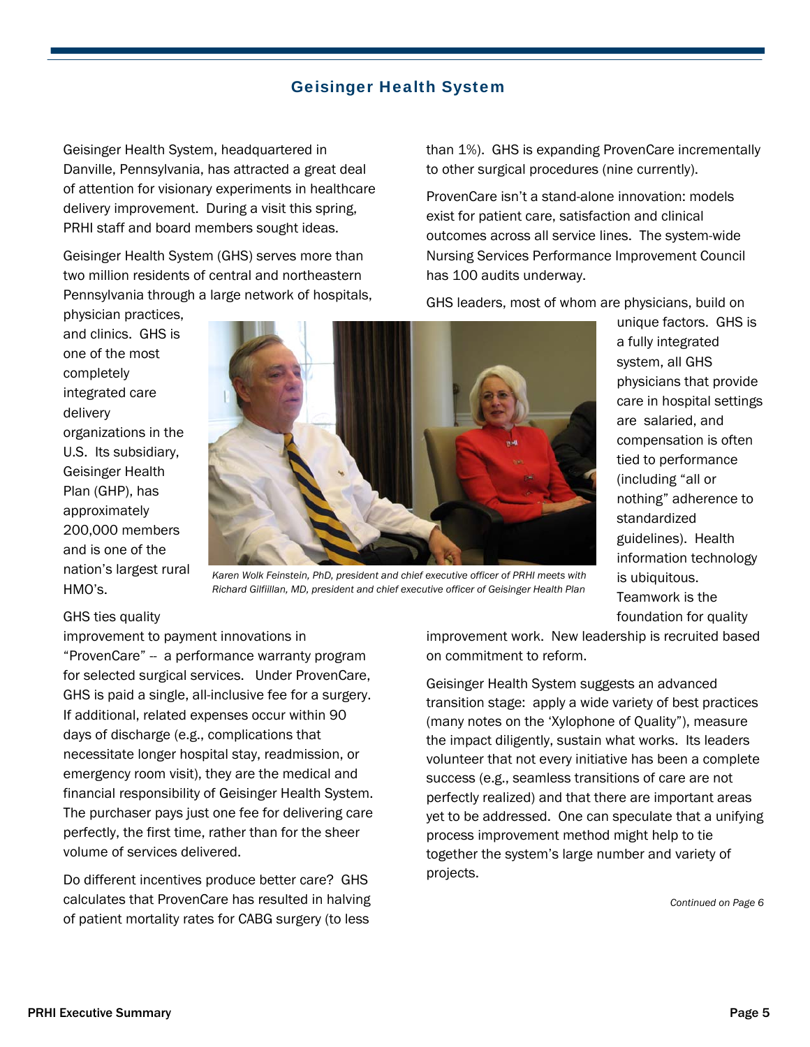## Geisinger Health System

Geisinger Health System, headquartered in Danville, Pennsylvania, has attracted a great deal of attention for visionary experiments in healthcare delivery improvement. During a visit this spring, PRHI staff and board members sought ideas.

Geisinger Health System (GHS) serves more than two million residents of central and northeastern Pennsylvania through a large network of hospitals, physician practices, and clinics. GHS is one of the most completely integrated care delivery organizations in the U.S. Its subsidiary, Geisinger Health Plan (GHP), has approximately 200,000 members and is one of the nation's largest rural HMO's.

*Karen Wolk Feinstein, PhD, president and chief executive officer of PRHI meets with Richard Gilfillan, MD, president and chief executive officer of Geisinger Health Plan*

GHS ties quality improvement to payment innovations in "ProvenCare" -- a performance warranty program for selected surgical services. Under ProvenCare, GHS is paid a single, all-inclusive fee for a surgery. If additional, related expenses occur within 90 days of discharge (e.g., complications that necessitate longer hospital stay, readmission, or emergency room visit), they are the medical and financial responsibility of Geisinger Health System. The purchaser pays just one fee for delivering care perfectly, the first time, rather than for the sheer volume of services delivered.

Do different incentives produce better care? GHS calculates that ProvenCare has resulted in halving of patient mortality rates for CABG surgery (to less than 1%). GHS is expanding ProvenCare incrementally to other surgical procedures (nine currently).

ProvenCare isn't a stand-alone innovation: models exist for patient care, satisfaction and clinical outcomes across all service lines. The system-wide Nursing Services Performance Improvement Council has 100 audits underway.

GHS leaders, most of whom are physicians, build on unique factors. GHS is a fully integrated system, all GHS physicians that provide care in hospital settings are salaried, and compensation is often tied to performance (including "all or nothing" adherence to standardized guidelines). Health information technology is ubiquitous. Teamwork is the foundation for quality improvement work. New leadership is recruited based on commitment to reform.

Geisinger Health System suggests an advanced transition stage: apply a wide variety of best practices (many notes on the 'Xylophone of Quality"), measure the impact diligently, sustain what works. Its leaders volunteer that not every initiative has been a complete success (e.g., seamless transitions of care are not perfectly realized) and that there are important areas yet to be addressed. One can speculate that a unifying process improvement method might help to tie together the system's large number and variety of projects.

*Continued on Page 6*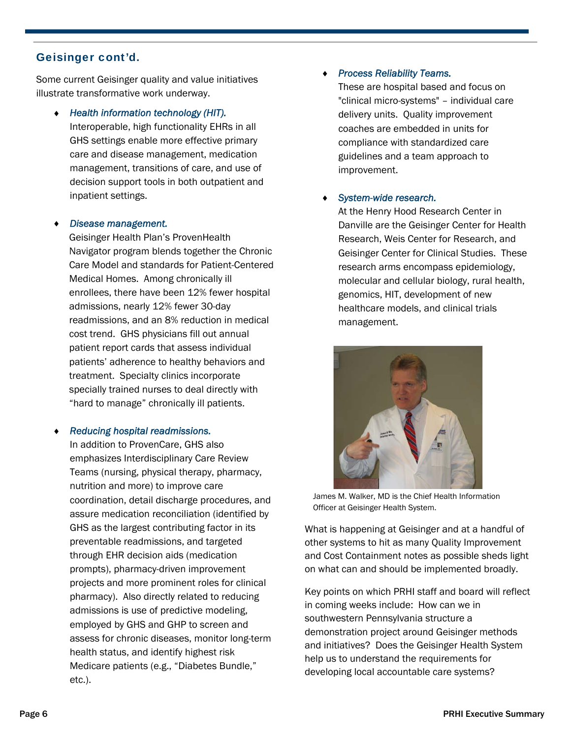## Geisinger cont'd.

Some current Geisinger quality and value initiatives illustrate transformative work underway.

- ***Health information technology (HIT).*** Interoperable, high functionality EHRs in all GHS settings enable more effective primary care and disease management, medication management, transitions of care, and use of decision support tools in both outpatient and inpatient settings.

- ***Disease management.*** Geisinger Health Plan's ProvenHealth Navigator program blends together the Chronic Care Model and standards for Patient-Centered Medical Homes. Among chronically ill enrollees, there have been 12% fewer hospital admissions, nearly 12% fewer 30-day readmissions, and an 8% reduction in medical cost trend. GHS physicians fill out annual patient report cards that assess individual patients' adherence to healthy behaviors and treatment. Specialty clinics incorporate specially trained nurses to deal directly with "hard to manage" chronically ill patients.

- ***Reducing hospital readmissions.*** In addition to ProvenCare, GHS also emphasizes Interdisciplinary Care Review Teams (nursing, physical therapy, pharmacy, nutrition and more) to improve care coordination, detail discharge procedures, and assure medication reconciliation (identified by GHS as the largest contributing factor in its preventable readmissions, and targeted through EHR decision aids (medication prompts), pharmacy-driven improvement projects and more prominent roles for clinical pharmacy). Also directly related to reducing admissions is use of predictive modeling, employed by GHS and GHP to screen and assess for chronic diseases, monitor long-term health status, and identify highest risk Medicare patients (e.g., "Diabetes Bundle," etc.).

- ***Process Reliability Teams.*** These are hospital based and focus on "clinical micro-systems" – individual care delivery units. Quality improvement coaches are embedded in units for compliance with standardized care guidelines and a team approach to improvement.

- ***System-wide research.*** At the Henry Hood Research Center in Danville are the Geisinger Center for Health Research, Weis Center for Research, and Geisinger Center for Clinical Studies. These research arms encompass epidemiology, molecular and cellular biology, rural health, genomics, HIT, development of new healthcare models, and clinical trials management.

James M. Walker, MD is the Chief Health Information Officer at Geisinger Health System.

What is happening at Geisinger and at a handful of other systems to hit as many Quality Improvement and Cost Containment notes as possible sheds light on what can and should be implemented broadly.

Key points on which PRHI staff and board will reflect in coming weeks include: How can we in southwestern Pennsylvania structure a demonstration project around Geisinger methods and initiatives? Does the Geisinger Health System help us to understand the requirements for developing local accountable care systems?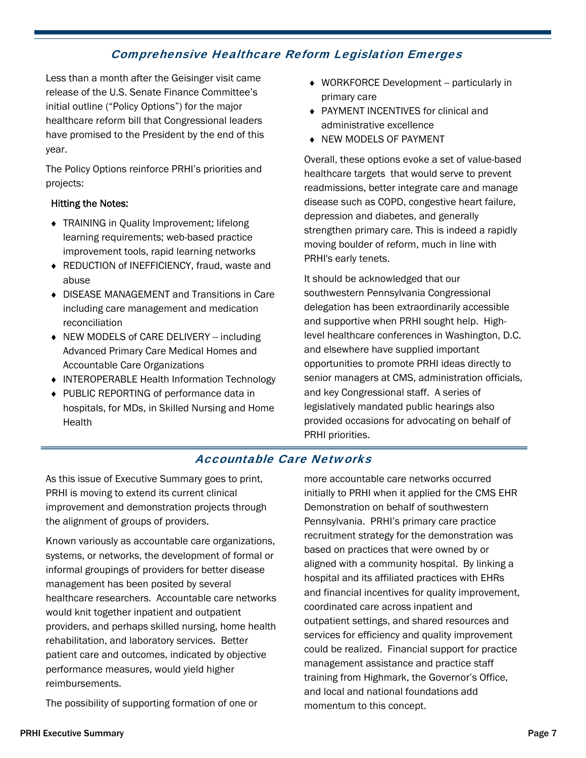## *Comprehensive Healthcare Reform Legislation Emerges*

Less than a month after the Geisinger visit came release of the U.S. Senate Finance Committee's initial outline ("Policy Options") for the major healthcare reform bill that Congressional leaders have promised to the President by the end of this year.

The Policy Options reinforce PRHI's priorities and projects:

**Hitting the Notes:**

- TRAINING in Quality Improvement; lifelong learning requirements; web-based practice improvement tools, rapid learning networks
- REDUCTION of INEFFICIENCY, fraud, waste and abuse
- DISEASE MANAGEMENT and Transitions in Care including care management and medication reconciliation
- NEW MODELS of CARE DELIVERY -- including Advanced Primary Care Medical Homes and Accountable Care Organizations
- INTEROPERABLE Health Information Technology
- PUBLIC REPORTING of performance data in hospitals, for MDs, in Skilled Nursing and Home Health
- WORKFORCE Development -- particularly in primary care
- PAYMENT INCENTIVES for clinical and administrative excellence
- NEW MODELS OF PAYMENT

Overall, these options evoke a set of value-based healthcare targets that would serve to prevent readmissions, better integrate care and manage disease such as COPD, congestive heart failure, depression and diabetes, and generally strengthen primary care. This is indeed a rapidly moving boulder of reform, much in line with PRHI's early tenets.

It should be acknowledged that our southwestern Pennsylvania Congressional delegation has been extraordinarily accessible and supportive when PRHI sought help. High-level healthcare conferences in Washington, D.C. and elsewhere have supplied important opportunities to promote PRHI ideas directly to senior managers at CMS, administration officials, and key Congressional staff. A series of legislatively mandated public hearings also provided occasions for advocating on behalf of PRHI priorities.

## *Accountable Care Networks*

As this issue of Executive Summary goes to print, PRHI is moving to extend its current clinical improvement and demonstration projects through the alignment of groups of providers.

Known variously as accountable care organizations, systems, or networks, the development of formal or informal groupings of providers for better disease management has been posited by several healthcare researchers. Accountable care networks would knit together inpatient and outpatient providers, and perhaps skilled nursing, home health rehabilitation, and laboratory services. Better patient care and outcomes, indicated by objective performance measures, would yield higher reimbursements.

The possibility of supporting formation of one or more accountable care networks occurred initially to PRHI when it applied for the CMS EHR Demonstration on behalf of southwestern Pennsylvania. PRHI's primary care practice recruitment strategy for the demonstration was based on practices that were owned by or aligned with a community hospital. By linking a hospital and its affiliated practices with EHRs and financial incentives for quality improvement, coordinated care across inpatient and outpatient settings, and shared resources and services for efficiency and quality improvement could be realized. Financial support for practice management assistance and practice staff training from Highmark, the Governor's Office, and local and national foundations add momentum to this concept.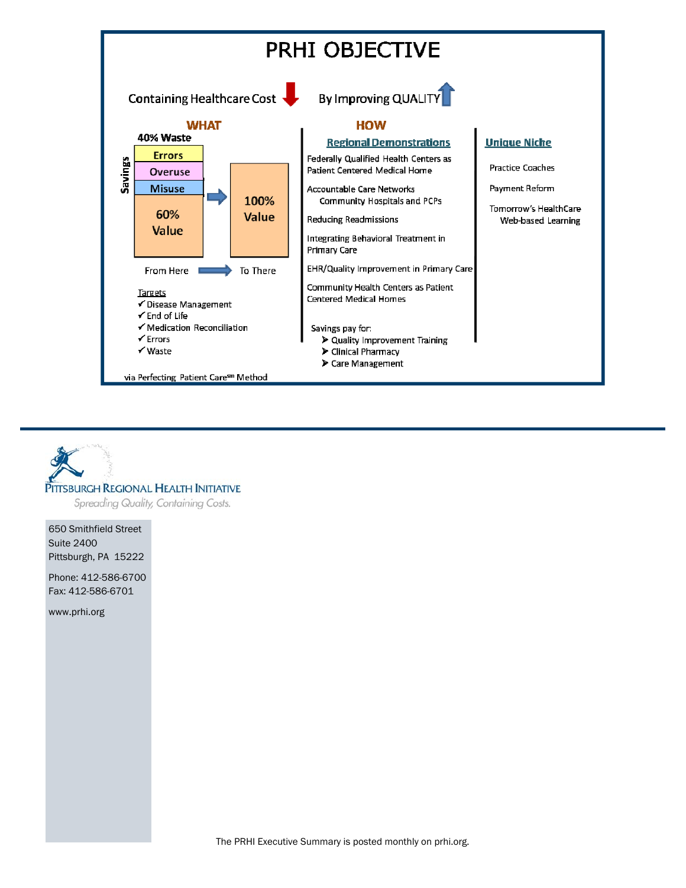# PRHI OBJECTIVE

Containing Healthcare Cost ↓ By Improving QUALITY ↑

## WHAT

40% Waste

Savings

Errors

Overuse

Misuse

60% Value

100% Value

From Here → To There

Targets

- ✓ Disease Management
- ✓ End of Life
- ✓ Medication Reconciliation
- ✓ Errors
- ✓ Waste

via Perfecting Patient Care℠ Method

## HOW

### Regional Demonstrations

Federally Qualified Health Centers as Patient Centered Medical Home

Accountable Care Networks
Community Hospitals and PCPs

Reducing Readmissions

Integrating Behavioral Treatment in Primary Care

EHR/Quality Improvement in Primary Care

Community Health Centers as Patient Centered Medical Homes

Savings pay for:

- Quality Improvement Training
- Clinical Pharmacy
- Care Management

### Unique Niche

Practice Coaches

Payment Reform

Tomorrow's HealthCare
Web-based Learning

---

PITTSBURGH REGIONAL HEALTH INITIATIVE

*Spreading Quality, Containing Costs.*

650 Smithfield Street
Suite 2400
Pittsburgh, PA 15222

Phone: 412-586-6700
Fax: 412-586-6701

www.prhi.org

The PRHI Executive Summary is posted monthly on prhi.org.